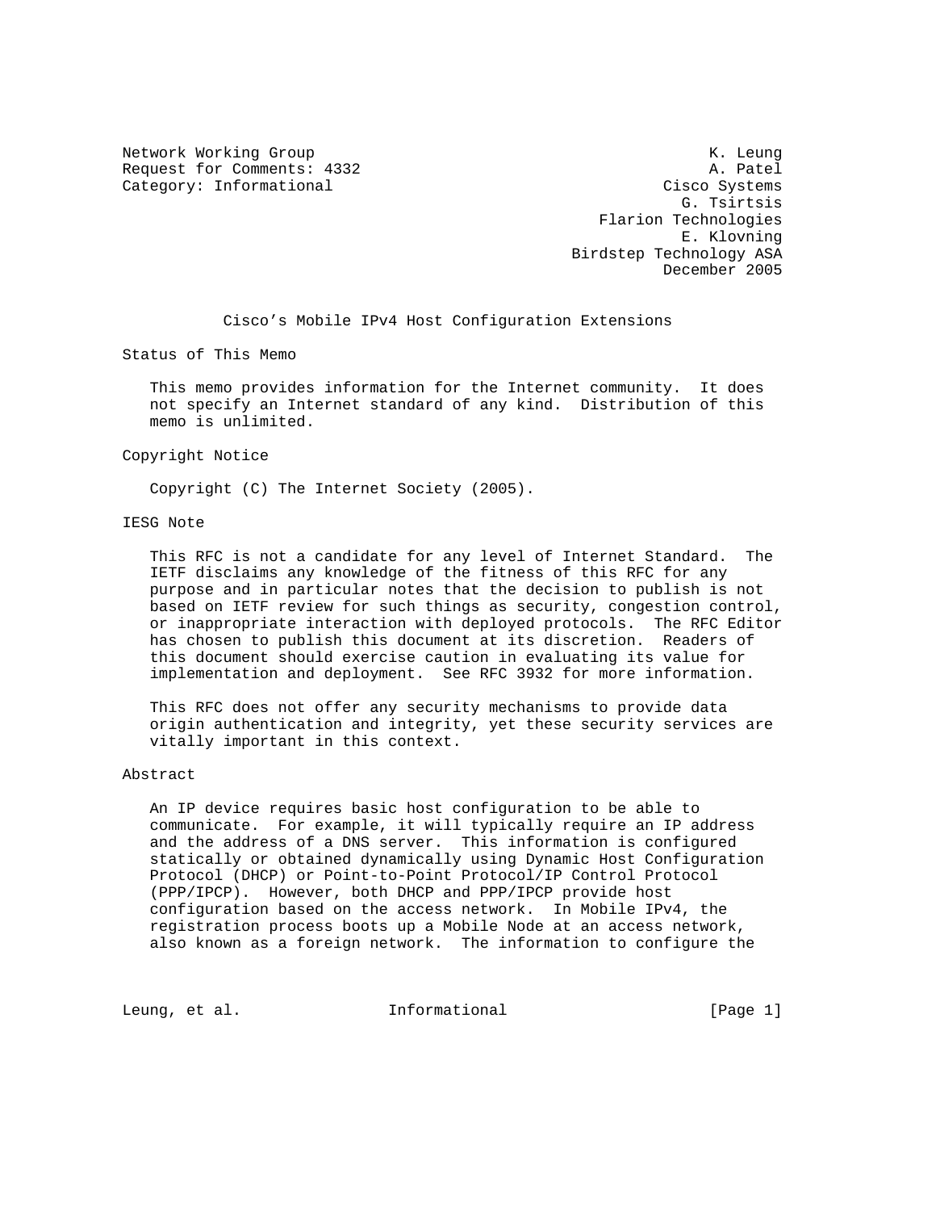Network Working Group K. Leung
Request for Comments: 4332 A. Patel
Category: Informational Cisco Systems
G. Tsirtsis
Flarion Technologies
E. Klovning
Birdstep Technology ASA
December 2005

# Cisco's Mobile IPv4 Host Configuration Extensions

## Status of This Memo

This memo provides information for the Internet community. It does not specify an Internet standard of any kind. Distribution of this memo is unlimited.

## Copyright Notice

Copyright (C) The Internet Society (2005).

## IESG Note

This RFC is not a candidate for any level of Internet Standard. The IETF disclaims any knowledge of the fitness of this RFC for any purpose and in particular notes that the decision to publish is not based on IETF review for such things as security, congestion control, or inappropriate interaction with deployed protocols. The RFC Editor has chosen to publish this document at its discretion. Readers of this document should exercise caution in evaluating its value for implementation and deployment. See RFC 3932 for more information.

This RFC does not offer any security mechanisms to provide data origin authentication and integrity, yet these security services are vitally important in this context.

## Abstract

An IP device requires basic host configuration to be able to communicate. For example, it will typically require an IP address and the address of a DNS server. This information is configured statically or obtained dynamically using Dynamic Host Configuration Protocol (DHCP) or Point-to-Point Protocol/IP Control Protocol (PPP/IPCP). However, both DHCP and PPP/IPCP provide host configuration based on the access network. In Mobile IPv4, the registration process boots up a Mobile Node at an access network, also known as a foreign network. The information to configure the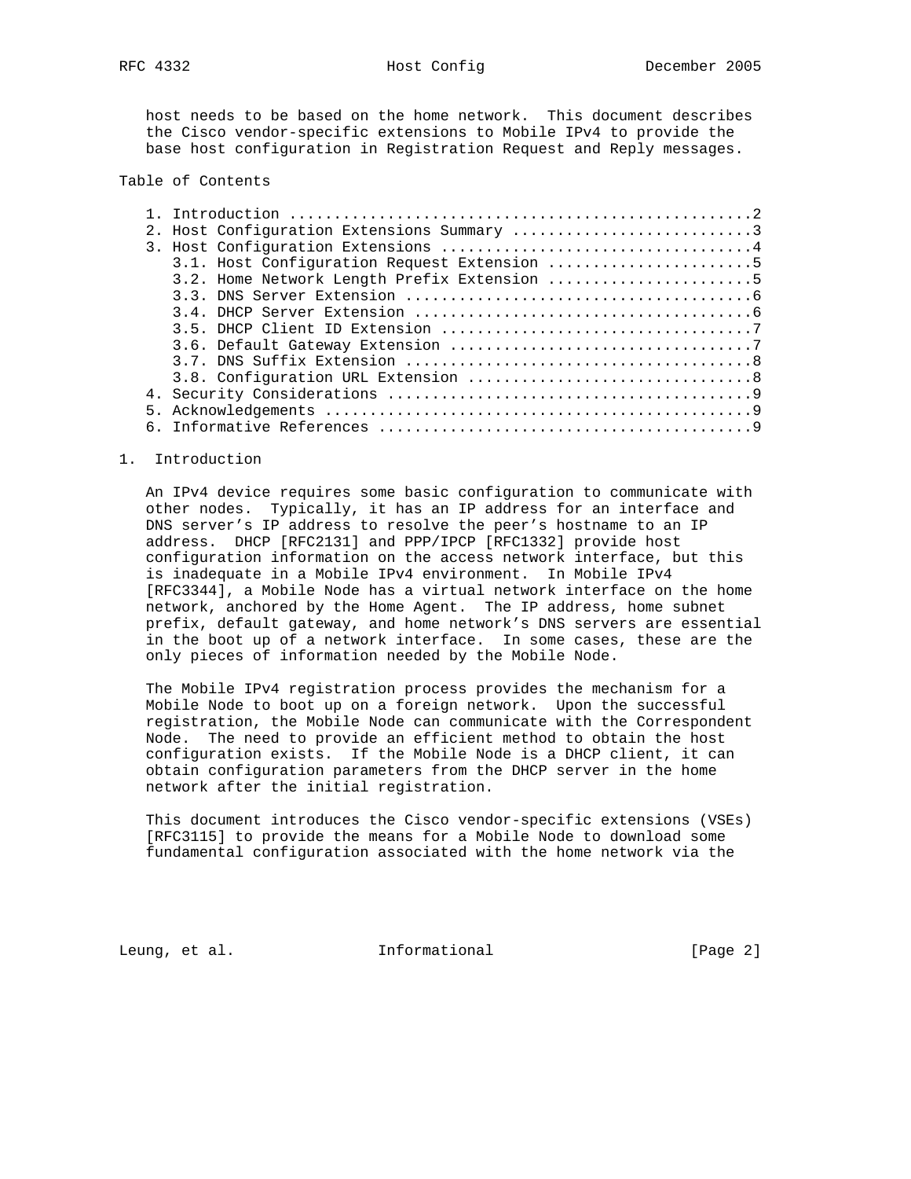host needs to be based on the home network. This document describes the Cisco vendor-specific extensions to Mobile IPv4 to provide the base host configuration in Registration Request and Reply messages.

## Table of Contents

1. Introduction ....................................................2
2. Host Configuration Extensions Summary ...........................3
3. Host Configuration Extensions ...................................4
   3.1. Host Configuration Request Extension .......................5
   3.2. Home Network Length Prefix Extension .......................5
   3.3. DNS Server Extension .......................................6
   3.4. DHCP Server Extension ......................................6
   3.5. DHCP Client ID Extension ...................................7
   3.6. Default Gateway Extension ..................................7
   3.7. DNS Suffix Extension .......................................8
   3.8. Configuration URL Extension ................................8
4. Security Considerations .........................................9
5. Acknowledgements ................................................9
6. Informative References ..........................................9

## 1. Introduction

An IPv4 device requires some basic configuration to communicate with other nodes. Typically, it has an IP address for an interface and DNS server's IP address to resolve the peer's hostname to an IP address. DHCP [RFC2131] and PPP/IPCP [RFC1332] provide host configuration information on the access network interface, but this is inadequate in a Mobile IPv4 environment. In Mobile IPv4 [RFC3344], a Mobile Node has a virtual network interface on the home network, anchored by the Home Agent. The IP address, home subnet prefix, default gateway, and home network's DNS servers are essential in the boot up of a network interface. In some cases, these are the only pieces of information needed by the Mobile Node.

The Mobile IPv4 registration process provides the mechanism for a Mobile Node to boot up on a foreign network. Upon the successful registration, the Mobile Node can communicate with the Correspondent Node. The need to provide an efficient method to obtain the host configuration exists. If the Mobile Node is a DHCP client, it can obtain configuration parameters from the DHCP server in the home network after the initial registration.

This document introduces the Cisco vendor-specific extensions (VSEs) [RFC3115] to provide the means for a Mobile Node to download some fundamental configuration associated with the home network via the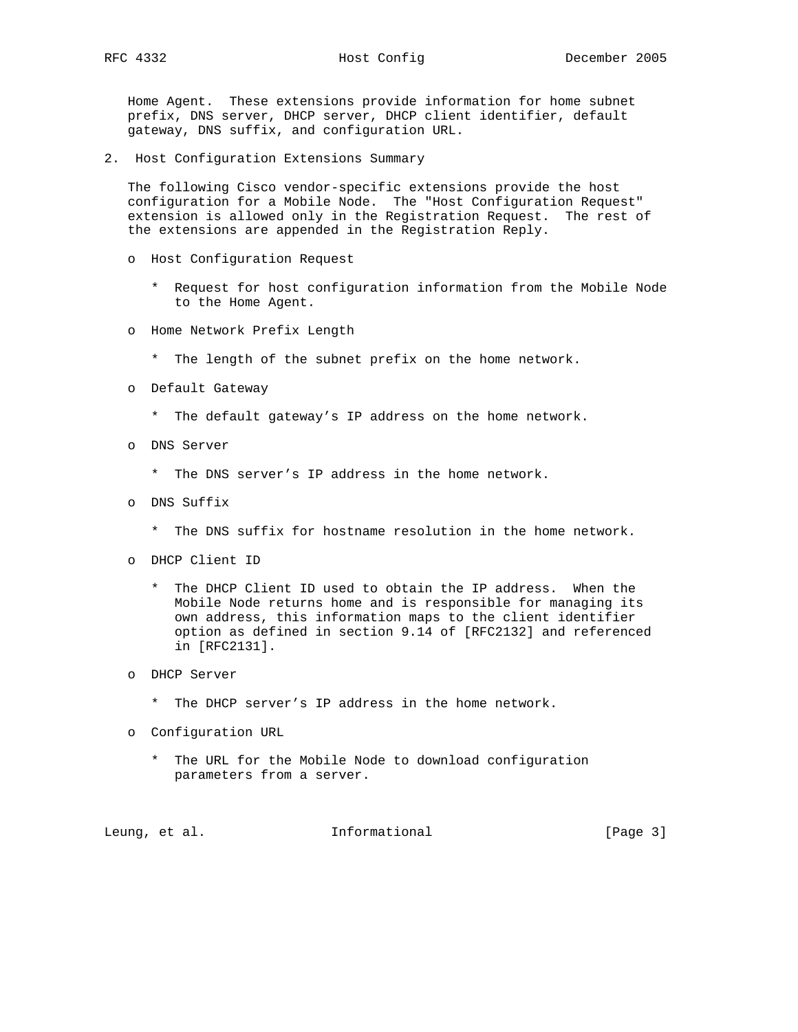Home Agent. These extensions provide information for home subnet prefix, DNS server, DHCP server, DHCP client identifier, default gateway, DNS suffix, and configuration URL.

## 2. Host Configuration Extensions Summary

The following Cisco vendor-specific extensions provide the host configuration for a Mobile Node. The "Host Configuration Request" extension is allowed only in the Registration Request. The rest of the extensions are appended in the Registration Reply.

- Host Configuration Request
  - Request for host configuration information from the Mobile Node to the Home Agent.
- Home Network Prefix Length
  - The length of the subnet prefix on the home network.
- Default Gateway
  - The default gateway's IP address on the home network.
- DNS Server
  - The DNS server's IP address in the home network.
- DNS Suffix
  - The DNS suffix for hostname resolution in the home network.
- DHCP Client ID
  - The DHCP Client ID used to obtain the IP address. When the Mobile Node returns home and is responsible for managing its own address, this information maps to the client identifier option as defined in section 9.14 of [RFC2132] and referenced in [RFC2131].
- DHCP Server
  - The DHCP server's IP address in the home network.
- Configuration URL
  - The URL for the Mobile Node to download configuration parameters from a server.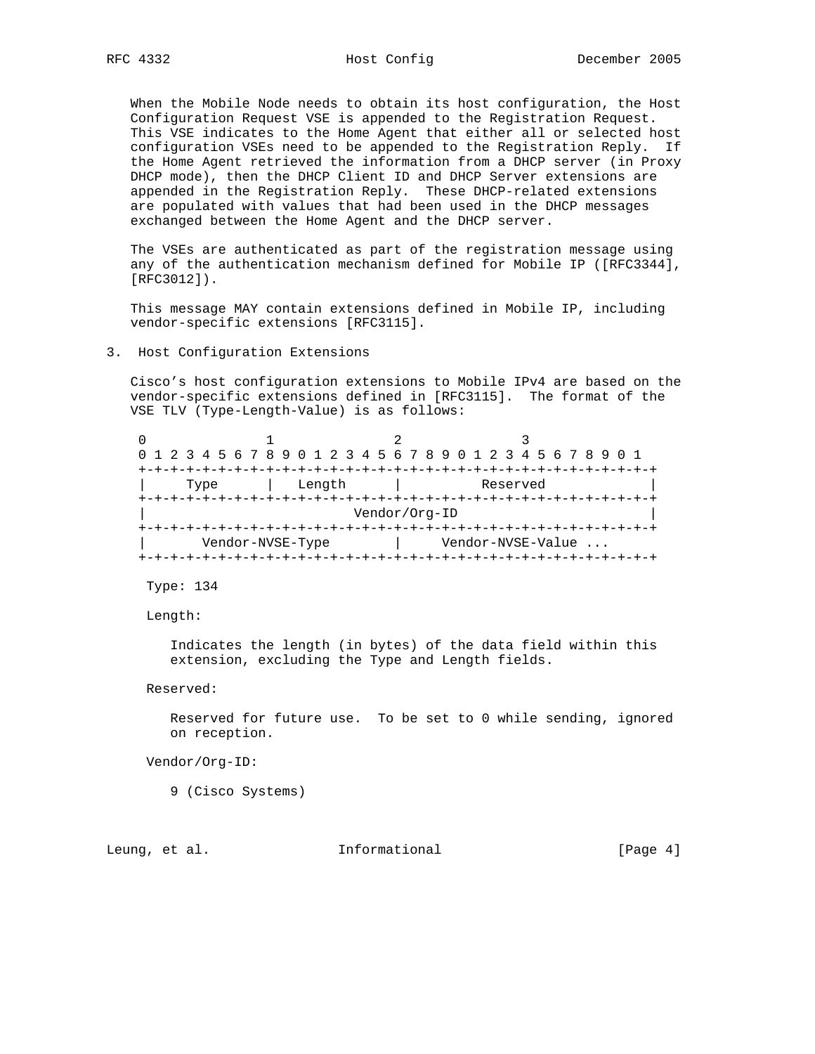When the Mobile Node needs to obtain its host configuration, the Host Configuration Request VSE is appended to the Registration Request. This VSE indicates to the Home Agent that either all or selected host configuration VSEs need to be appended to the Registration Reply. If the Home Agent retrieved the information from a DHCP server (in Proxy DHCP mode), then the DHCP Client ID and DHCP Server extensions are appended in the Registration Reply. These DHCP-related extensions are populated with values that had been used in the DHCP messages exchanged between the Home Agent and the DHCP server.

The VSEs are authenticated as part of the registration message using any of the authentication mechanism defined for Mobile IP ([RFC3344], [RFC3012]).

This message MAY contain extensions defined in Mobile IP, including vendor-specific extensions [RFC3115].

## 3. Host Configuration Extensions

Cisco's host configuration extensions to Mobile IPv4 are based on the vendor-specific extensions defined in [RFC3115]. The format of the VSE TLV (Type-Length-Value) is as follows:

```
 0                   1                   2                   3
 0 1 2 3 4 5 6 7 8 9 0 1 2 3 4 5 6 7 8 9 0 1 2 3 4 5 6 7 8 9 0 1
+-+-+-+-+-+-+-+-+-+-+-+-+-+-+-+-+-+-+-+-+-+-+-+-+-+-+-+-+-+-+-+-+
|     Type      |    Length     |           Reserved            |
+-+-+-+-+-+-+-+-+-+-+-+-+-+-+-+-+-+-+-+-+-+-+-+-+-+-+-+-+-+-+-+-+
|                          Vendor/Org-ID                        |
+-+-+-+-+-+-+-+-+-+-+-+-+-+-+-+-+-+-+-+-+-+-+-+-+-+-+-+-+-+-+-+-+
|       Vendor-NVSE-Type        |     Vendor-NVSE-Value ...
+-+-+-+-+-+-+-+-+-+-+-+-+-+-+-+-+-+-+-+-+-+-+-+-+-+-+-+-+-+-+-+-+
```

Type: 134

Length:

Indicates the length (in bytes) of the data field within this extension, excluding the Type and Length fields.

Reserved:

Reserved for future use. To be set to 0 while sending, ignored on reception.

Vendor/Org-ID:

9 (Cisco Systems)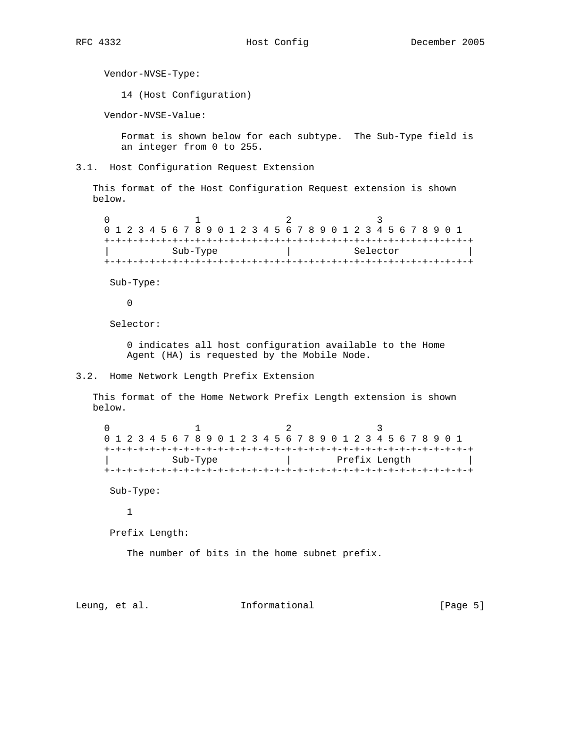Vendor-NVSE-Type:

14 (Host Configuration)

Vendor-NVSE-Value:

Format is shown below for each subtype. The Sub-Type field is an integer from 0 to 255.

### 3.1. Host Configuration Request Extension

This format of the Host Configuration Request extension is shown below.

```
 0                   1                   2                   3
 0 1 2 3 4 5 6 7 8 9 0 1 2 3 4 5 6 7 8 9 0 1 2 3 4 5 6 7 8 9 0 1
+-+-+-+-+-+-+-+-+-+-+-+-+-+-+-+-+-+-+-+-+-+-+-+-+-+-+-+-+-+-+-+-+
|           Sub-Type            |           Selector            |
+-+-+-+-+-+-+-+-+-+-+-+-+-+-+-+-+-+-+-+-+-+-+-+-+-+-+-+-+-+-+-+-+
```

Sub-Type:

0

Selector:

0 indicates all host configuration available to the Home Agent (HA) is requested by the Mobile Node.

### 3.2. Home Network Length Prefix Extension

This format of the Home Network Prefix Length extension is shown below.

```
 0                   1                   2                   3
 0 1 2 3 4 5 6 7 8 9 0 1 2 3 4 5 6 7 8 9 0 1 2 3 4 5 6 7 8 9 0 1
+-+-+-+-+-+-+-+-+-+-+-+-+-+-+-+-+-+-+-+-+-+-+-+-+-+-+-+-+-+-+-+-+
|           Sub-Type            |        Prefix Length          |
+-+-+-+-+-+-+-+-+-+-+-+-+-+-+-+-+-+-+-+-+-+-+-+-+-+-+-+-+-+-+-+-+
```

Sub-Type:

1

Prefix Length:

The number of bits in the home subnet prefix.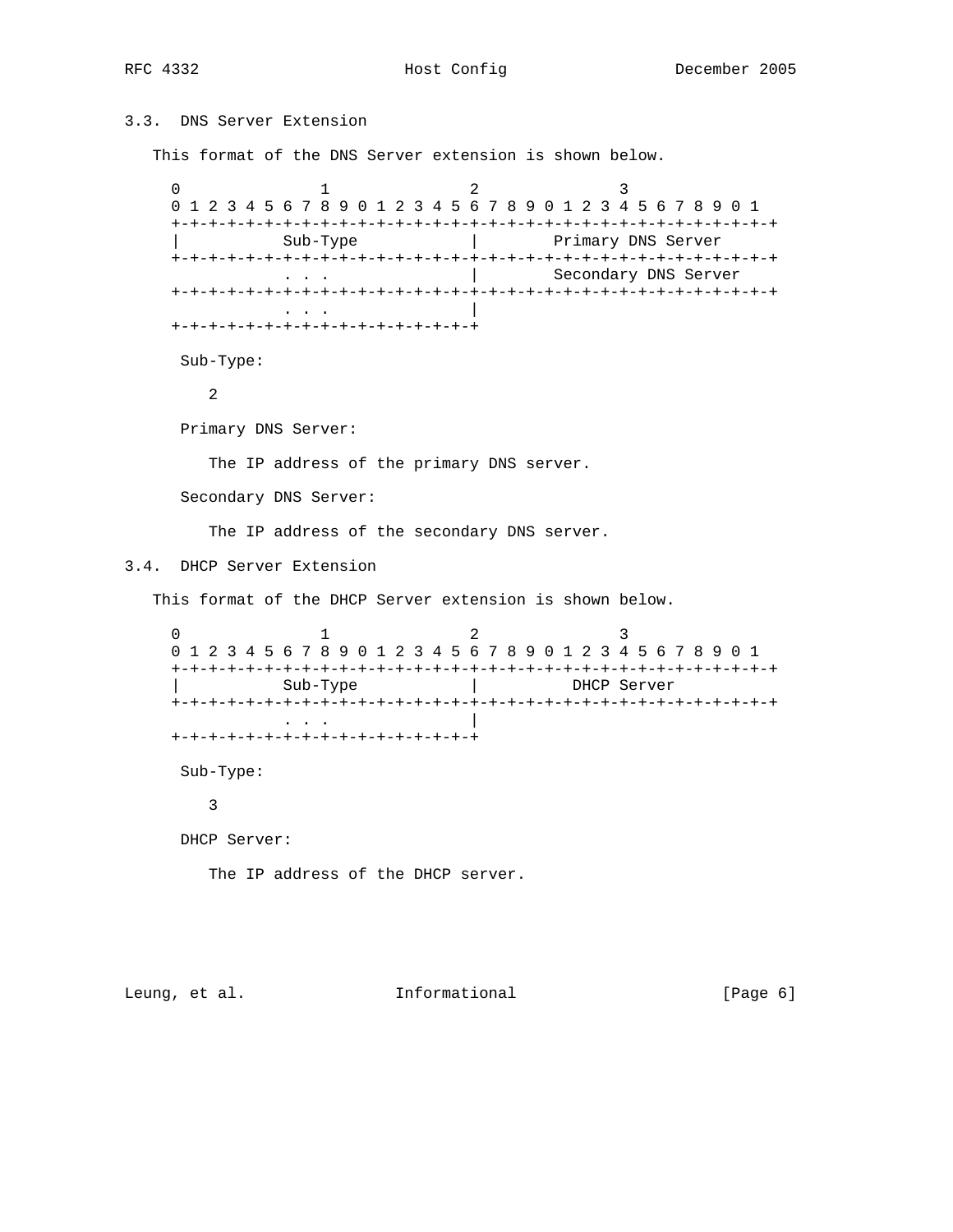### 3.3. DNS Server Extension

This format of the DNS Server extension is shown below.

```
 0                   1                   2                   3
 0 1 2 3 4 5 6 7 8 9 0 1 2 3 4 5 6 7 8 9 0 1 2 3 4 5 6 7 8 9 0 1
+-+-+-+-+-+-+-+-+-+-+-+-+-+-+-+-+-+-+-+-+-+-+-+-+-+-+-+-+-+-+-+-+
|           Sub-Type            |        Primary DNS Server
+-+-+-+-+-+-+-+-+-+-+-+-+-+-+-+-+-+-+-+-+-+-+-+-+-+-+-+-+-+-+-+-+
            . . .               |        Secondary DNS Server
+-+-+-+-+-+-+-+-+-+-+-+-+-+-+-+-+-+-+-+-+-+-+-+-+-+-+-+-+-+-+-+-+
            . . .               |
+-+-+-+-+-+-+-+-+-+-+-+-+-+-+-+-+
```

Sub-Type:

2

Primary DNS Server:

The IP address of the primary DNS server.

Secondary DNS Server:

The IP address of the secondary DNS server.

### 3.4. DHCP Server Extension

This format of the DHCP Server extension is shown below.

```
 0                   1                   2                   3
 0 1 2 3 4 5 6 7 8 9 0 1 2 3 4 5 6 7 8 9 0 1 2 3 4 5 6 7 8 9 0 1
+-+-+-+-+-+-+-+-+-+-+-+-+-+-+-+-+-+-+-+-+-+-+-+-+-+-+-+-+-+-+-+-+
|           Sub-Type            |          DHCP Server
+-+-+-+-+-+-+-+-+-+-+-+-+-+-+-+-+-+-+-+-+-+-+-+-+-+-+-+-+-+-+-+-+
            . . .               |
+-+-+-+-+-+-+-+-+-+-+-+-+-+-+-+-+
```

Sub-Type:

3

DHCP Server:

The IP address of the DHCP server.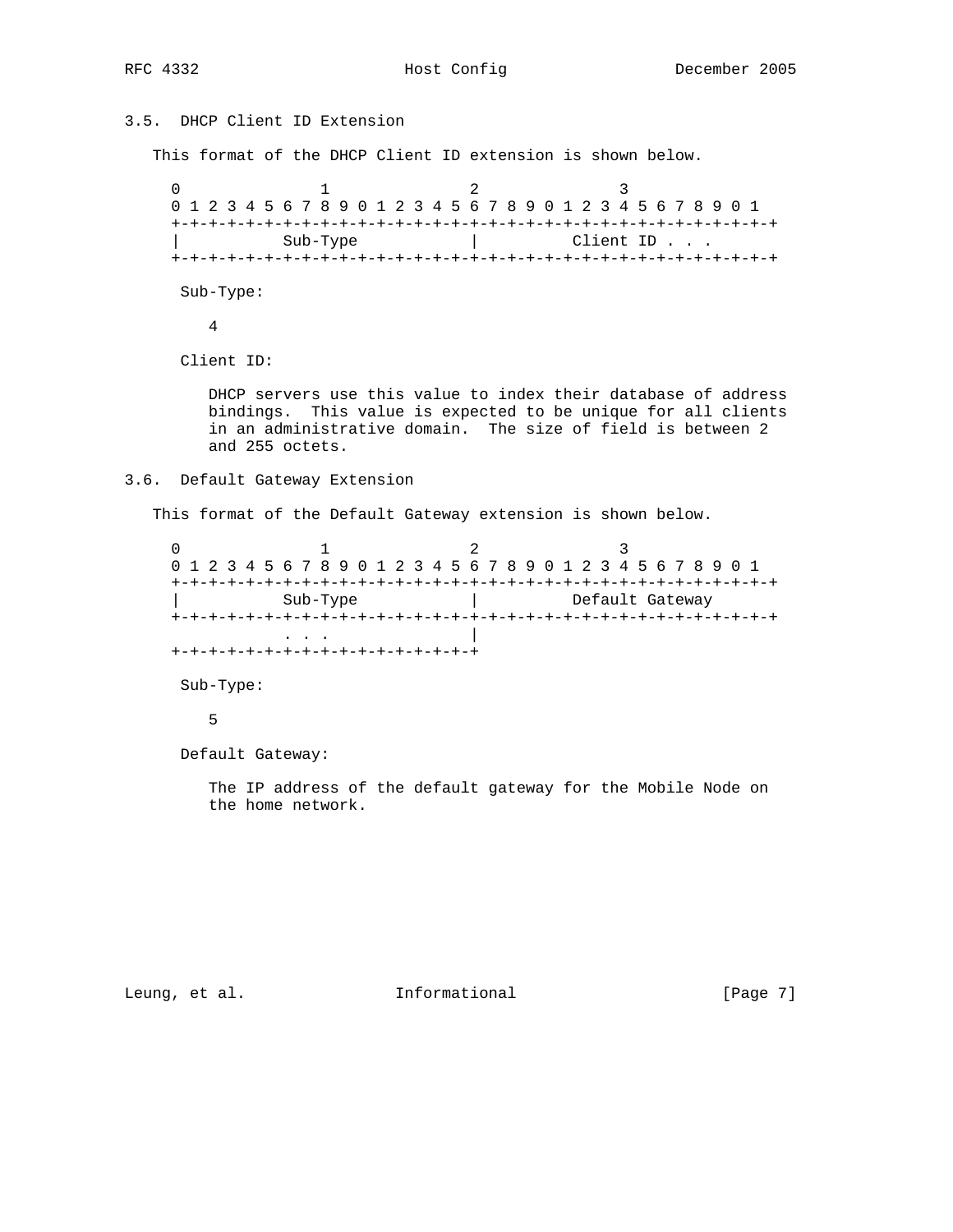### 3.5. DHCP Client ID Extension

This format of the DHCP Client ID extension is shown below.

```
 0                   1                   2                   3
 0 1 2 3 4 5 6 7 8 9 0 1 2 3 4 5 6 7 8 9 0 1 2 3 4 5 6 7 8 9 0 1
+-+-+-+-+-+-+-+-+-+-+-+-+-+-+-+-+-+-+-+-+-+-+-+-+-+-+-+-+-+-+-+-+
|           Sub-Type            |          Client ID . . .
+-+-+-+-+-+-+-+-+-+-+-+-+-+-+-+-+-+-+-+-+-+-+-+-+-+-+-+-+-+-+-+-+
```

Sub-Type:

4

Client ID:

DHCP servers use this value to index their database of address bindings. This value is expected to be unique for all clients in an administrative domain. The size of field is between 2 and 255 octets.

### 3.6. Default Gateway Extension

This format of the Default Gateway extension is shown below.

```
 0                   1                   2                   3
 0 1 2 3 4 5 6 7 8 9 0 1 2 3 4 5 6 7 8 9 0 1 2 3 4 5 6 7 8 9 0 1
+-+-+-+-+-+-+-+-+-+-+-+-+-+-+-+-+-+-+-+-+-+-+-+-+-+-+-+-+-+-+-+-+
|           Sub-Type            |          Default Gateway
+-+-+-+-+-+-+-+-+-+-+-+-+-+-+-+-+-+-+-+-+-+-+-+-+-+-+-+-+-+-+-+-+
            . . .               |
+-+-+-+-+-+-+-+-+-+-+-+-+-+-+-+-+
```

Sub-Type:

5

Default Gateway:

The IP address of the default gateway for the Mobile Node on the home network.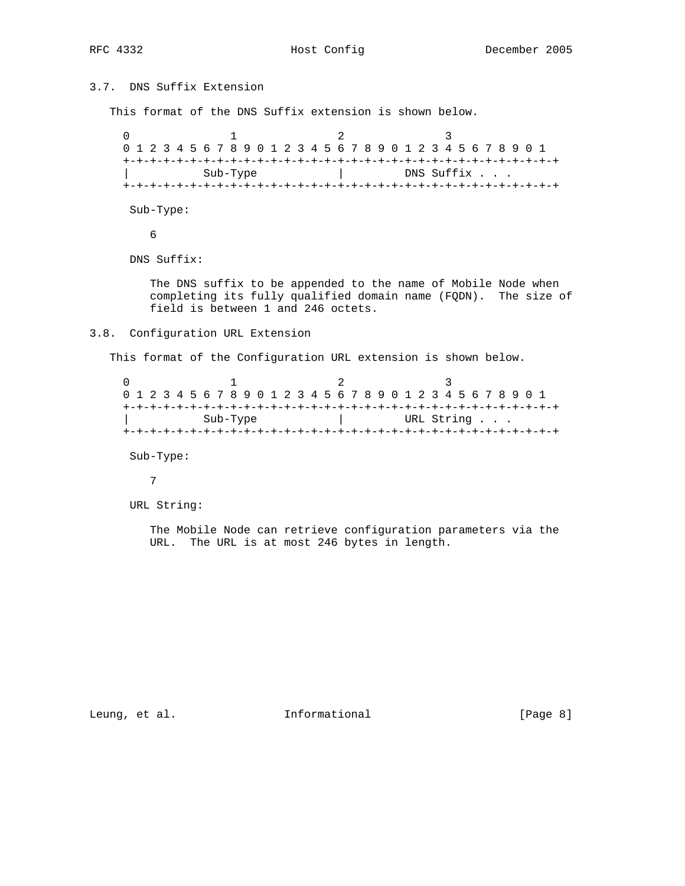## 3.7. DNS Suffix Extension

This format of the DNS Suffix extension is shown below.

```
 0                   1                   2                   3
 0 1 2 3 4 5 6 7 8 9 0 1 2 3 4 5 6 7 8 9 0 1 2 3 4 5 6 7 8 9 0 1
+-+-+-+-+-+-+-+-+-+-+-+-+-+-+-+-+-+-+-+-+-+-+-+-+-+-+-+-+-+-+-+-+
|           Sub-Type            |         DNS Suffix . . .
+-+-+-+-+-+-+-+-+-+-+-+-+-+-+-+-+-+-+-+-+-+-+-+-+-+-+-+-+-+-+-+-+
```

Sub-Type:

6

DNS Suffix:

The DNS suffix to be appended to the name of Mobile Node when completing its fully qualified domain name (FQDN). The size of field is between 1 and 246 octets.

## 3.8. Configuration URL Extension

This format of the Configuration URL extension is shown below.

```
 0                   1                   2                   3
 0 1 2 3 4 5 6 7 8 9 0 1 2 3 4 5 6 7 8 9 0 1 2 3 4 5 6 7 8 9 0 1
+-+-+-+-+-+-+-+-+-+-+-+-+-+-+-+-+-+-+-+-+-+-+-+-+-+-+-+-+-+-+-+-+
|           Sub-Type            |         URL String . . .
+-+-+-+-+-+-+-+-+-+-+-+-+-+-+-+-+-+-+-+-+-+-+-+-+-+-+-+-+-+-+-+-+
```

Sub-Type:

7

URL String:

The Mobile Node can retrieve configuration parameters via the URL. The URL is at most 246 bytes in length.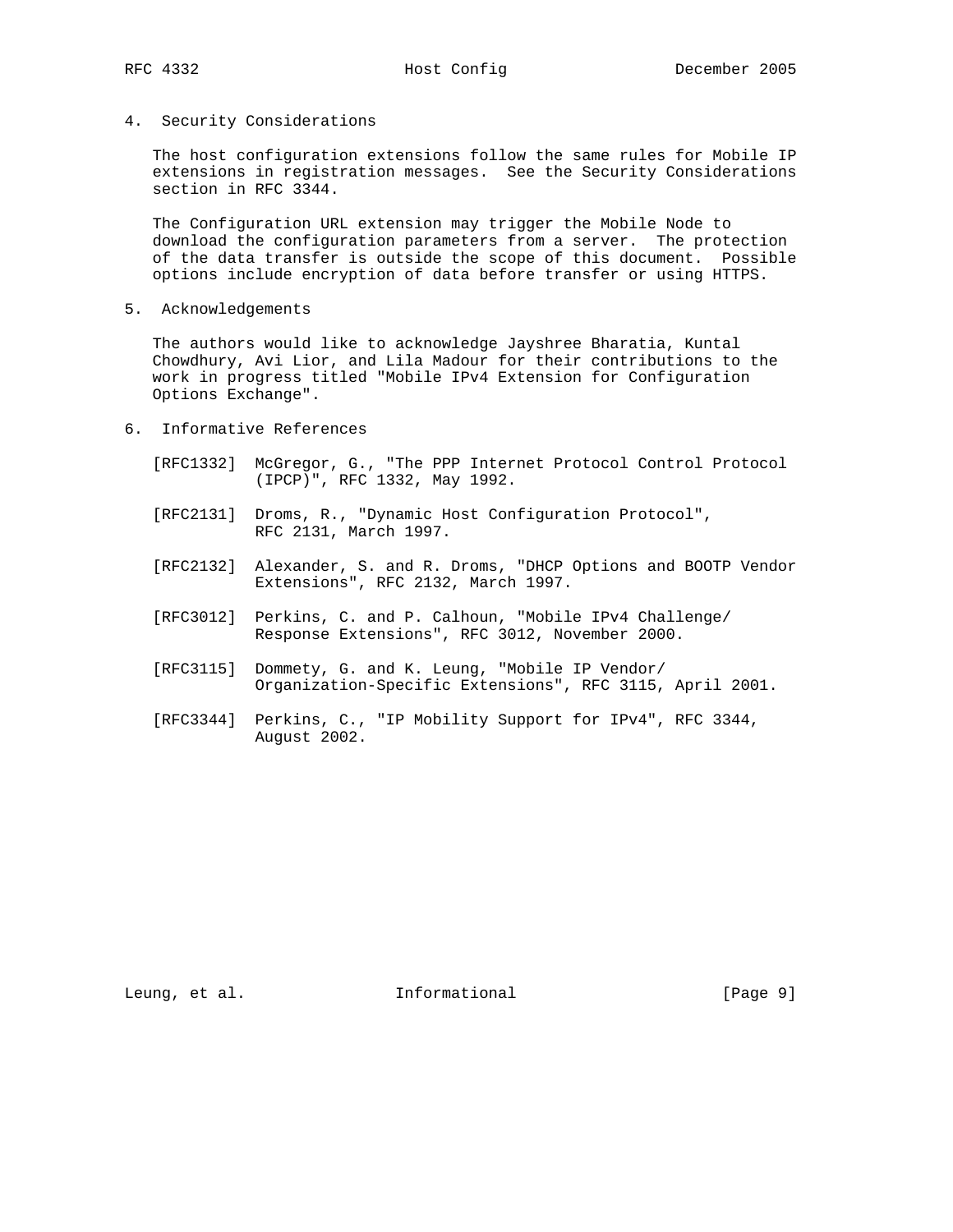## 4. Security Considerations

The host configuration extensions follow the same rules for Mobile IP extensions in registration messages. See the Security Considerations section in RFC 3344.

The Configuration URL extension may trigger the Mobile Node to download the configuration parameters from a server. The protection of the data transfer is outside the scope of this document. Possible options include encryption of data before transfer or using HTTPS.

## 5. Acknowledgements

The authors would like to acknowledge Jayshree Bharatia, Kuntal Chowdhury, Avi Lior, and Lila Madour for their contributions to the work in progress titled "Mobile IPv4 Extension for Configuration Options Exchange".

## 6. Informative References

[RFC1332] McGregor, G., "The PPP Internet Protocol Control Protocol (IPCP)", RFC 1332, May 1992.

[RFC2131] Droms, R., "Dynamic Host Configuration Protocol", RFC 2131, March 1997.

[RFC2132] Alexander, S. and R. Droms, "DHCP Options and BOOTP Vendor Extensions", RFC 2132, March 1997.

[RFC3012] Perkins, C. and P. Calhoun, "Mobile IPv4 Challenge/ Response Extensions", RFC 3012, November 2000.

[RFC3115] Dommety, G. and K. Leung, "Mobile IP Vendor/ Organization-Specific Extensions", RFC 3115, April 2001.

[RFC3344] Perkins, C., "IP Mobility Support for IPv4", RFC 3344, August 2002.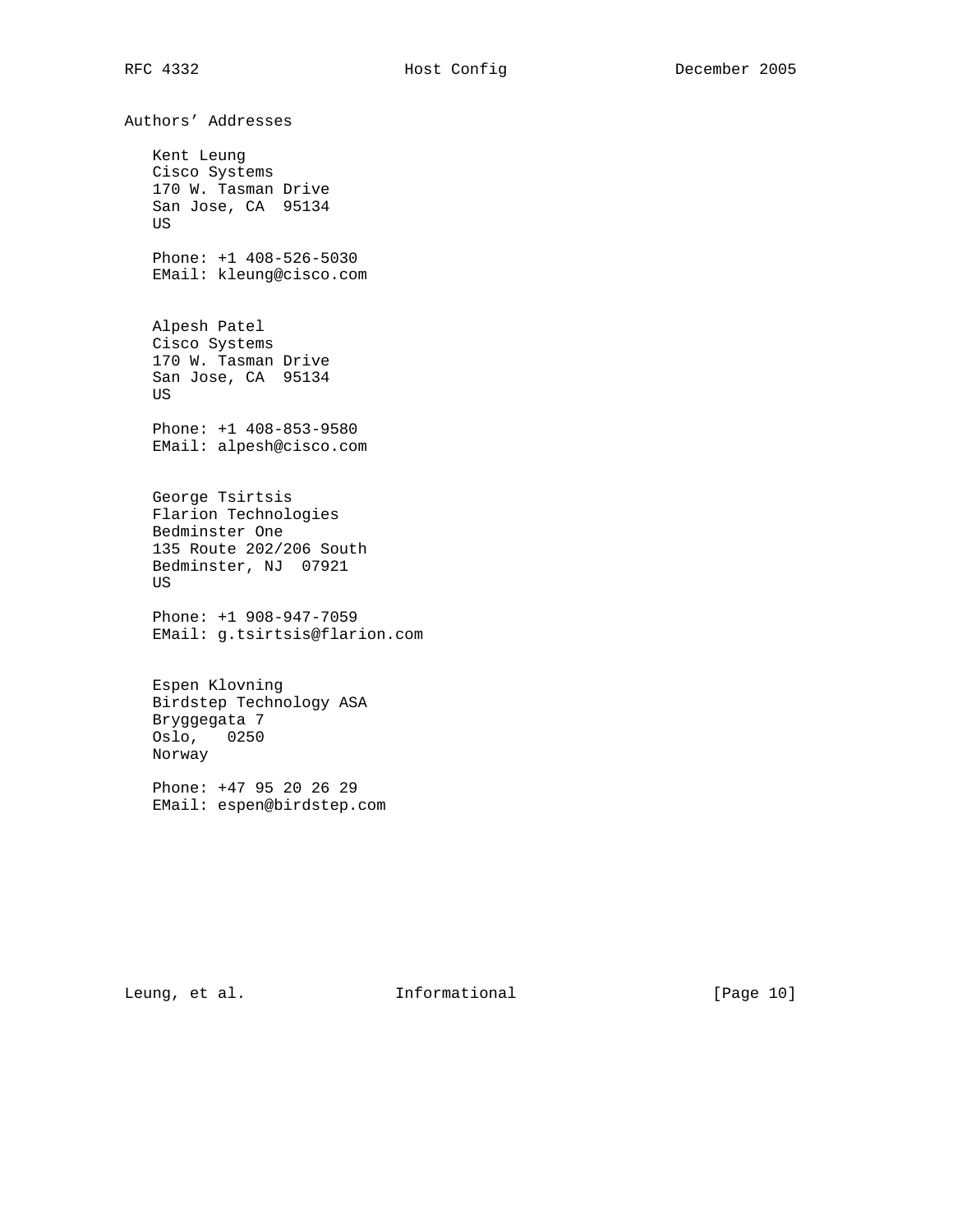## Authors' Addresses

Kent Leung
Cisco Systems
170 W. Tasman Drive
San Jose, CA  95134
US

Phone: +1 408-526-5030
EMail: kleung@cisco.com

Alpesh Patel
Cisco Systems
170 W. Tasman Drive
San Jose, CA  95134
US

Phone: +1 408-853-9580
EMail: alpesh@cisco.com

George Tsirtsis
Flarion Technologies
Bedminster One
135 Route 202/206 South
Bedminster, NJ  07921
US

Phone: +1 908-947-7059
EMail: g.tsirtsis@flarion.com

Espen Klovning
Birdstep Technology ASA
Bryggegata 7
Oslo,   0250
Norway

Phone: +47 95 20 26 29
EMail: espen@birdstep.com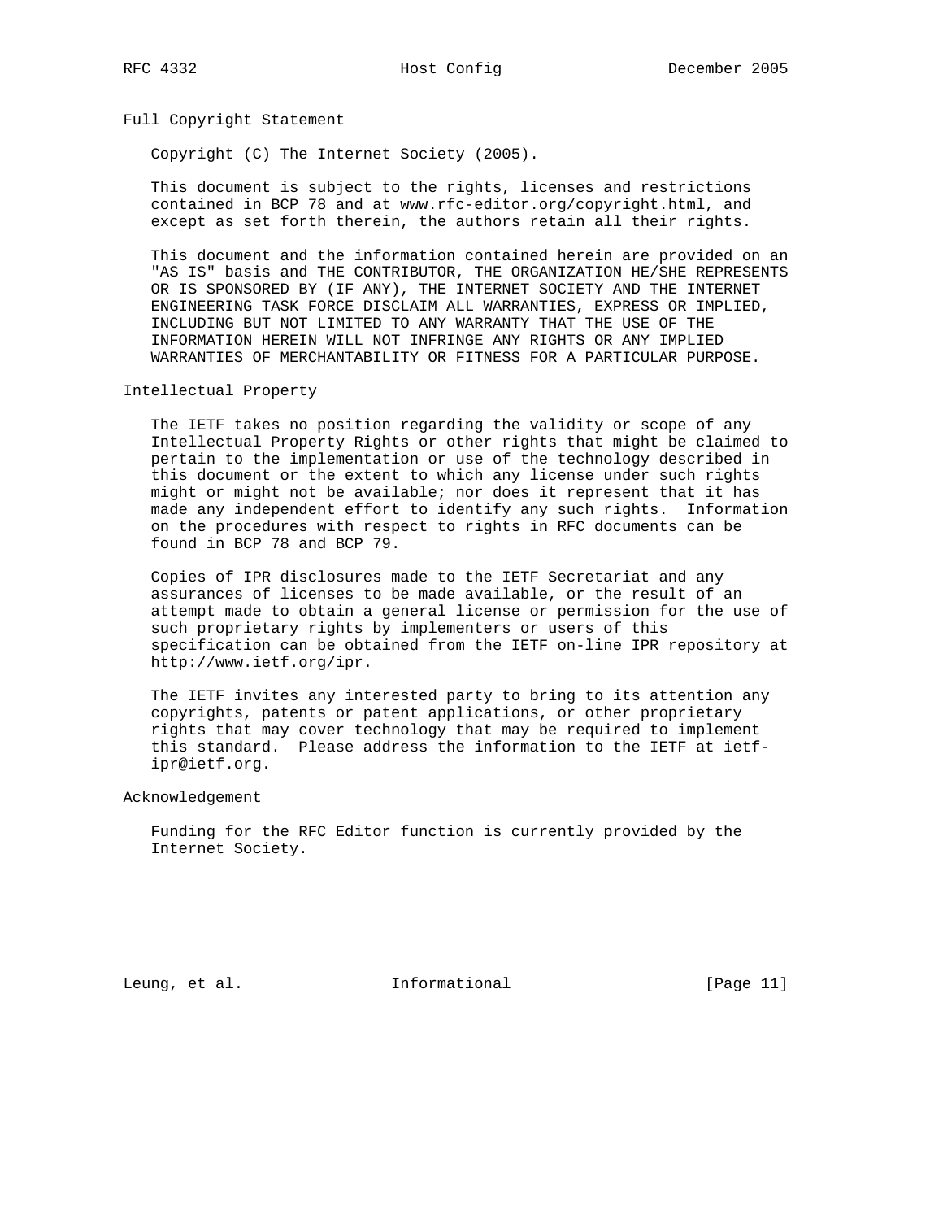## Full Copyright Statement

Copyright (C) The Internet Society (2005).

This document is subject to the rights, licenses and restrictions contained in BCP 78 and at www.rfc-editor.org/copyright.html, and except as set forth therein, the authors retain all their rights.

This document and the information contained herein are provided on an "AS IS" basis and THE CONTRIBUTOR, THE ORGANIZATION HE/SHE REPRESENTS OR IS SPONSORED BY (IF ANY), THE INTERNET SOCIETY AND THE INTERNET ENGINEERING TASK FORCE DISCLAIM ALL WARRANTIES, EXPRESS OR IMPLIED, INCLUDING BUT NOT LIMITED TO ANY WARRANTY THAT THE USE OF THE INFORMATION HEREIN WILL NOT INFRINGE ANY RIGHTS OR ANY IMPLIED WARRANTIES OF MERCHANTABILITY OR FITNESS FOR A PARTICULAR PURPOSE.

## Intellectual Property

The IETF takes no position regarding the validity or scope of any Intellectual Property Rights or other rights that might be claimed to pertain to the implementation or use of the technology described in this document or the extent to which any license under such rights might or might not be available; nor does it represent that it has made any independent effort to identify any such rights. Information on the procedures with respect to rights in RFC documents can be found in BCP 78 and BCP 79.

Copies of IPR disclosures made to the IETF Secretariat and any assurances of licenses to be made available, or the result of an attempt made to obtain a general license or permission for the use of such proprietary rights by implementers or users of this specification can be obtained from the IETF on-line IPR repository at http://www.ietf.org/ipr.

The IETF invites any interested party to bring to its attention any copyrights, patents or patent applications, or other proprietary rights that may cover technology that may be required to implement this standard. Please address the information to the IETF at ietf-ipr@ietf.org.

## Acknowledgement

Funding for the RFC Editor function is currently provided by the Internet Society.